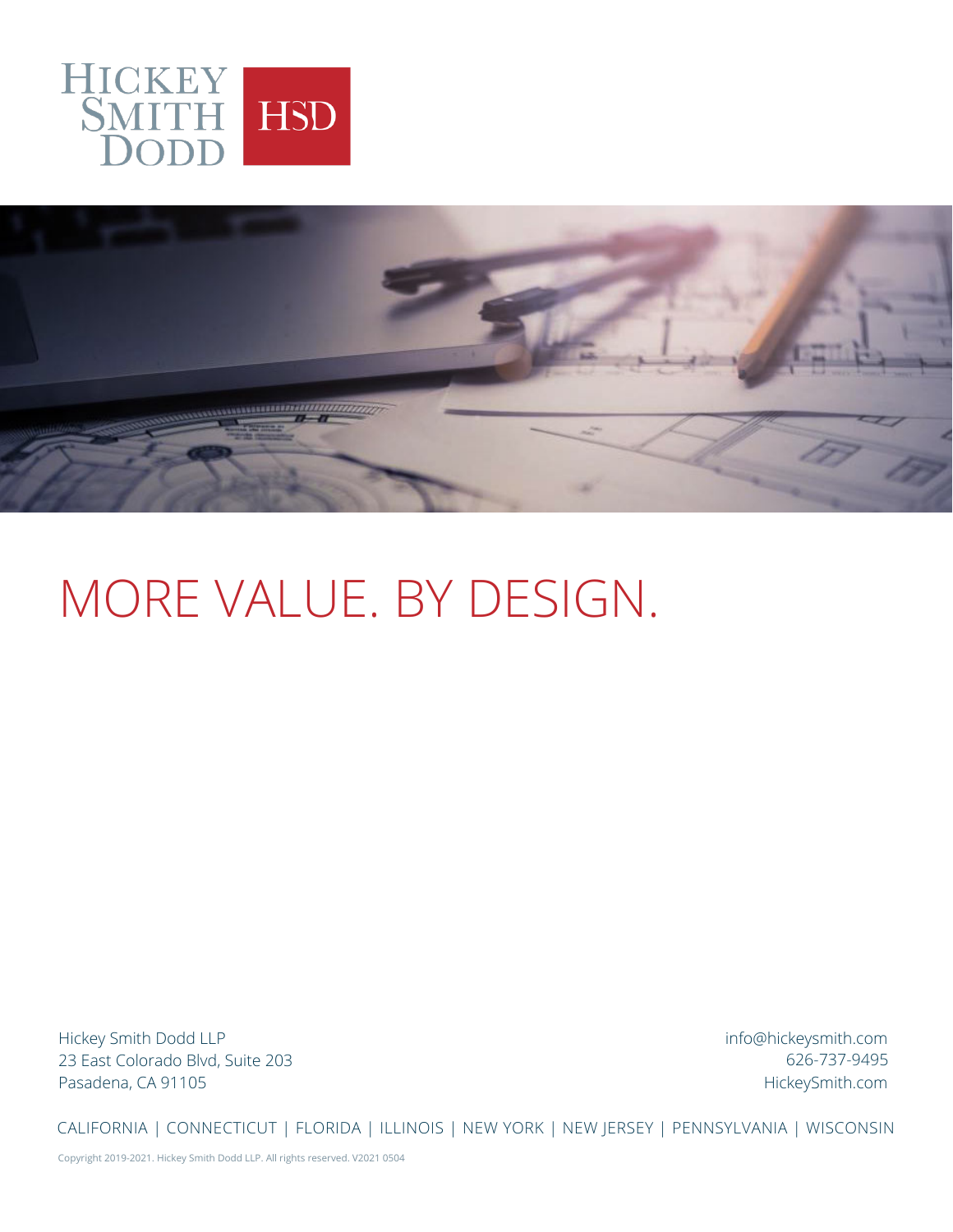HICKEY SMITH DODD

HSD

# MORE VALUE. BY DESIGN.

Hickey Smith Dodd LLP
23 East Colorado Blvd, Suite 203
Pasadena, CA 91105

info@hickeysmith.com
626-737-9495
HickeySmith.com

CALIFORNIA | CONNECTICUT | FLORIDA | ILLINOIS | NEW YORK | NEW JERSEY | PENNSYLVANIA | WISCONSIN

Copyright 2019-2021. Hickey Smith Dodd LLP. All rights reserved. V2021 0504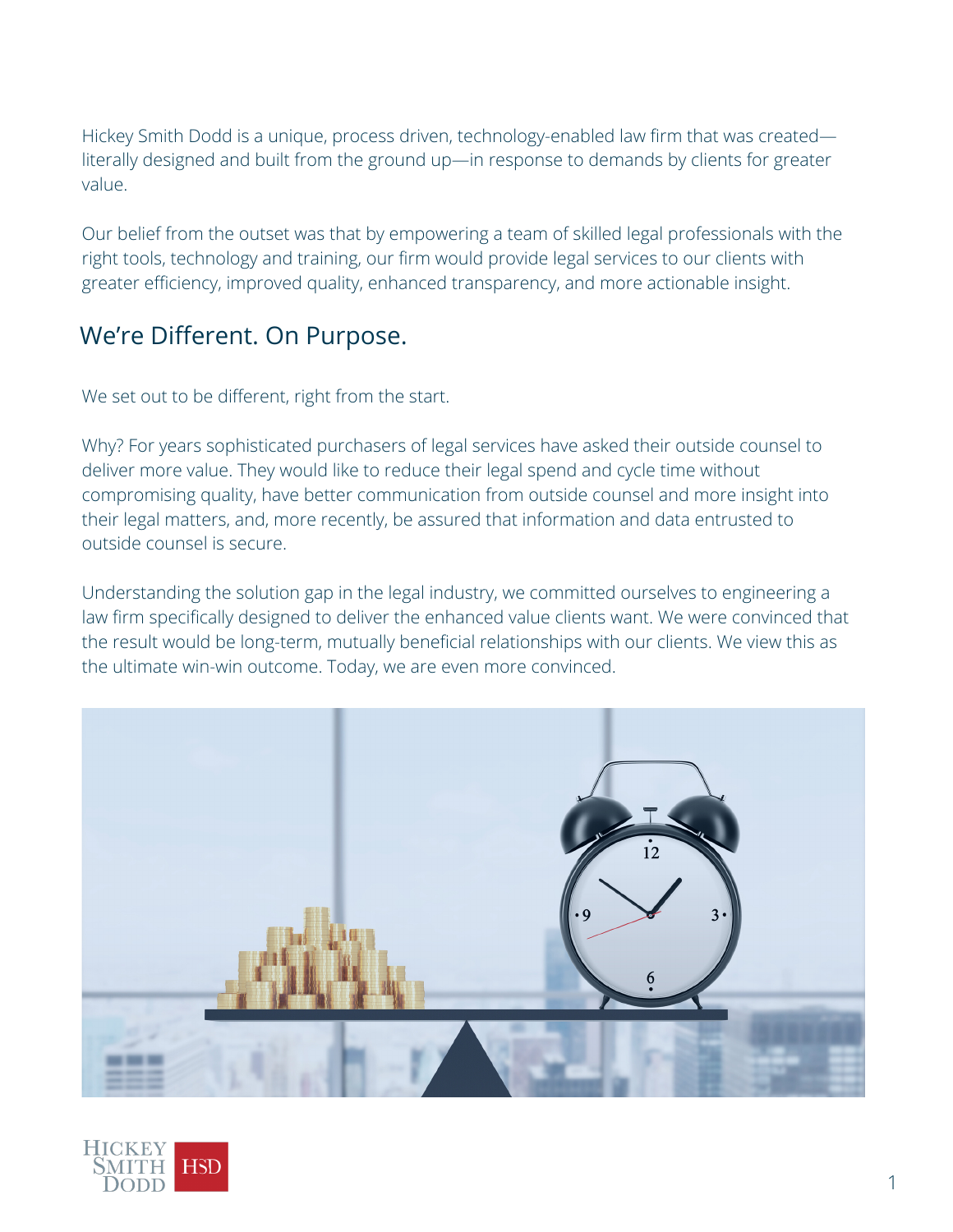Hickey Smith Dodd is a unique, process driven, technology-enabled law firm that was created—literally designed and built from the ground up—in response to demands by clients for greater value.

Our belief from the outset was that by empowering a team of skilled legal professionals with the right tools, technology and training, our firm would provide legal services to our clients with greater efficiency, improved quality, enhanced transparency, and more actionable insight.

## We're Different. On Purpose.

We set out to be different, right from the start.

Why? For years sophisticated purchasers of legal services have asked their outside counsel to deliver more value. They would like to reduce their legal spend and cycle time without compromising quality, have better communication from outside counsel and more insight into their legal matters, and, more recently, be assured that information and data entrusted to outside counsel is secure.

Understanding the solution gap in the legal industry, we committed ourselves to engineering a law firm specifically designed to deliver the enhanced value clients want. We were convinced that the result would be long-term, mutually beneficial relationships with our clients. We view this as the ultimate win-win outcome. Today, we are even more convinced.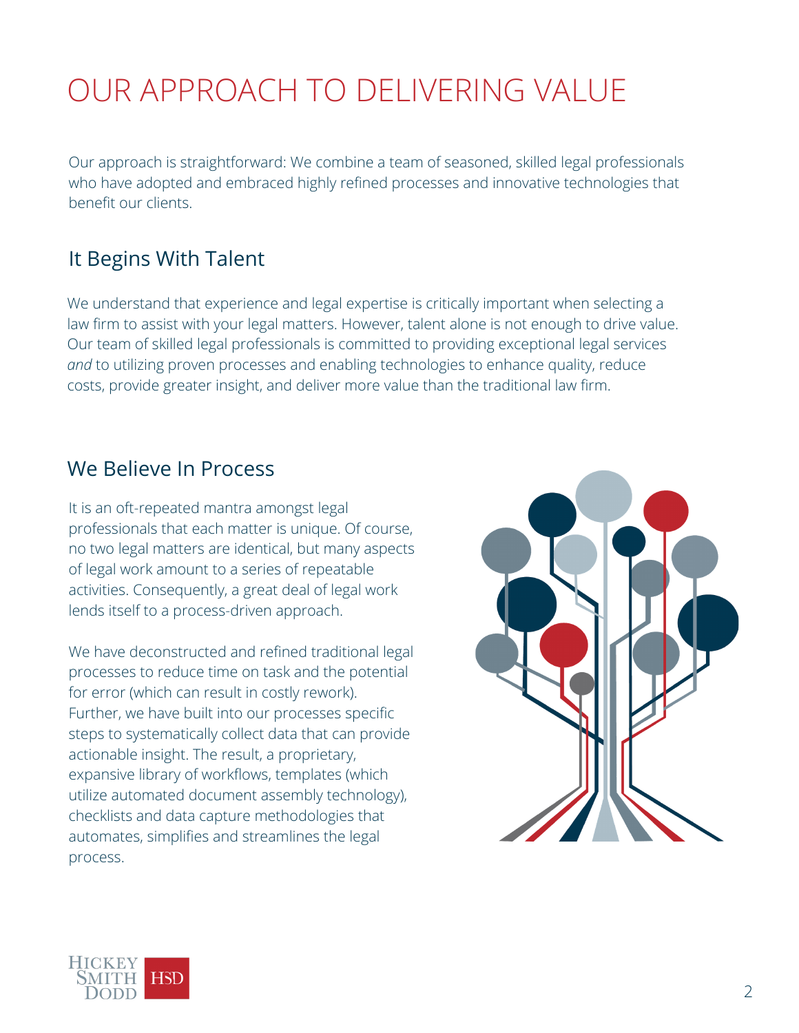# OUR APPROACH TO DELIVERING VALUE

Our approach is straightforward: We combine a team of seasoned, skilled legal professionals who have adopted and embraced highly refined processes and innovative technologies that benefit our clients.

## It Begins With Talent

We understand that experience and legal expertise is critically important when selecting a law firm to assist with your legal matters. However, talent alone is not enough to drive value. Our team of skilled legal professionals is committed to providing exceptional legal services *and* to utilizing proven processes and enabling technologies to enhance quality, reduce costs, provide greater insight, and deliver more value than the traditional law firm.

## We Believe In Process

It is an oft-repeated mantra amongst legal professionals that each matter is unique. Of course, no two legal matters are identical, but many aspects of legal work amount to a series of repeatable activities. Consequently, a great deal of legal work lends itself to a process-driven approach.

We have deconstructed and refined traditional legal processes to reduce time on task and the potential for error (which can result in costly rework). Further, we have built into our processes specific steps to systematically collect data that can provide actionable insight. The result, a proprietary, expansive library of workflows, templates (which utilize automated document assembly technology), checklists and data capture methodologies that automates, simplifies and streamlines the legal process.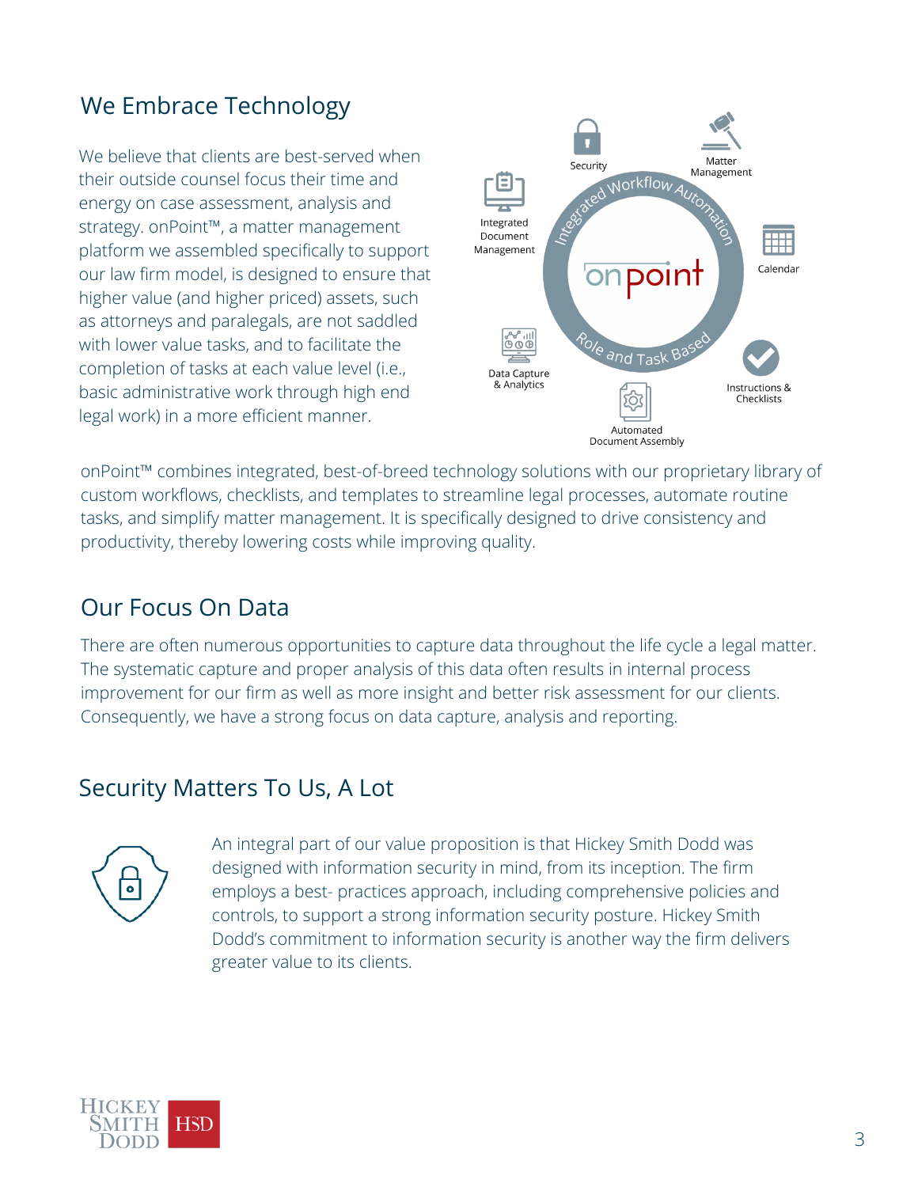## We Embrace Technology

We believe that clients are best-served when their outside counsel focus their time and energy on case assessment, analysis and strategy. onPoint™, a matter management platform we assembled specifically to support our law firm model, is designed to ensure that higher value (and higher priced) assets, such as attorneys and paralegals, are not saddled with lower value tasks, and to facilitate the completion of tasks at each value level (i.e., basic administrative work through high end legal work) in a more efficient manner.

Security

Matter Management

Integrated Document Management

Integrated Workflow Automation

onpoint

Calendar

Data Capture & Analytics

Role and Task Based

Instructions & Checklists

Automated Document Assembly

onPoint™ combines integrated, best-of-breed technology solutions with our proprietary library of custom workflows, checklists, and templates to streamline legal processes, automate routine tasks, and simplify matter management. It is specifically designed to drive consistency and productivity, thereby lowering costs while improving quality.

## Our Focus On Data

There are often numerous opportunities to capture data throughout the life cycle a legal matter. The systematic capture and proper analysis of this data often results in internal process improvement for our firm as well as more insight and better risk assessment for our clients. Consequently, we have a strong focus on data capture, analysis and reporting.

## Security Matters To Us, A Lot

An integral part of our value proposition is that Hickey Smith Dodd was designed with information security in mind, from its inception. The firm employs a best- practices approach, including comprehensive policies and controls, to support a strong information security posture. Hickey Smith Dodd's commitment to information security is another way the firm delivers greater value to its clients.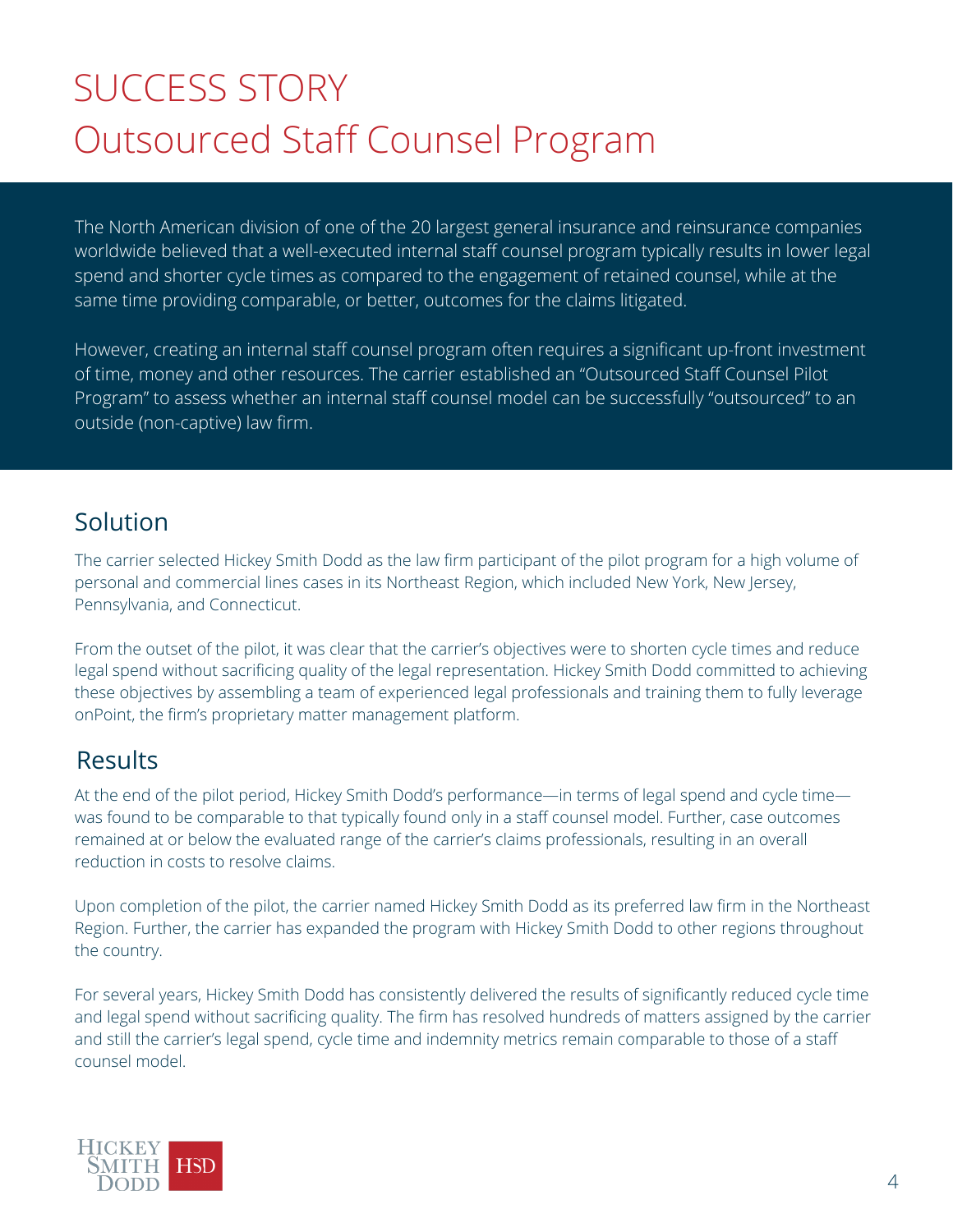# SUCCESS STORY
# Outsourced Staff Counsel Program

The North American division of one of the 20 largest general insurance and reinsurance companies worldwide believed that a well-executed internal staff counsel program typically results in lower legal spend and shorter cycle times as compared to the engagement of retained counsel, while at the same time providing comparable, or better, outcomes for the claims litigated.

However, creating an internal staff counsel program often requires a significant up-front investment of time, money and other resources. The carrier established an "Outsourced Staff Counsel Pilot Program" to assess whether an internal staff counsel model can be successfully "outsourced" to an outside (non-captive) law firm.

## Solution

The carrier selected Hickey Smith Dodd as the law firm participant of the pilot program for a high volume of personal and commercial lines cases in its Northeast Region, which included New York, New Jersey, Pennsylvania, and Connecticut.

From the outset of the pilot, it was clear that the carrier's objectives were to shorten cycle times and reduce legal spend without sacrificing quality of the legal representation. Hickey Smith Dodd committed to achieving these objectives by assembling a team of experienced legal professionals and training them to fully leverage onPoint, the firm's proprietary matter management platform.

## Results

At the end of the pilot period, Hickey Smith Dodd's performance—in terms of legal spend and cycle time—was found to be comparable to that typically found only in a staff counsel model. Further, case outcomes remained at or below the evaluated range of the carrier's claims professionals, resulting in an overall reduction in costs to resolve claims.

Upon completion of the pilot, the carrier named Hickey Smith Dodd as its preferred law firm in the Northeast Region. Further, the carrier has expanded the program with Hickey Smith Dodd to other regions throughout the country.

For several years, Hickey Smith Dodd has consistently delivered the results of significantly reduced cycle time and legal spend without sacrificing quality. The firm has resolved hundreds of matters assigned by the carrier and still the carrier's legal spend, cycle time and indemnity metrics remain comparable to those of a staff counsel model.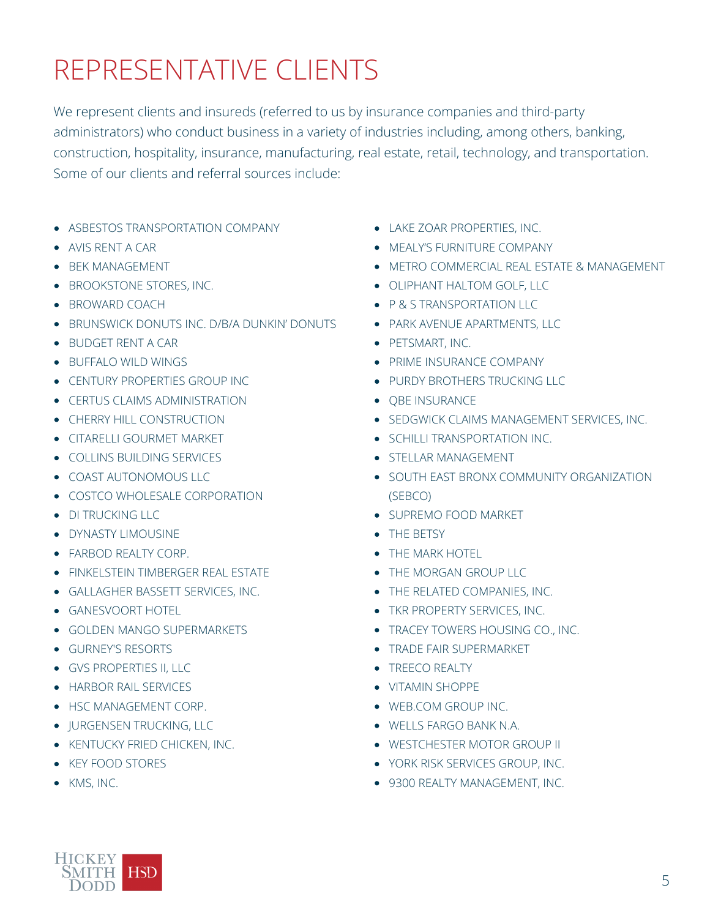# REPRESENTATIVE CLIENTS

We represent clients and insureds (referred to us by insurance companies and third-party administrators) who conduct business in a variety of industries including, among others, banking, construction, hospitality, insurance, manufacturing, real estate, retail, technology, and transportation. Some of our clients and referral sources include:

- ASBESTOS TRANSPORTATION COMPANY
- AVIS RENT A CAR
- BEK MANAGEMENT
- BROOKSTONE STORES, INC.
- BROWARD COACH
- BRUNSWICK DONUTS INC. D/B/A DUNKIN' DONUTS
- BUDGET RENT A CAR
- BUFFALO WILD WINGS
- CENTURY PROPERTIES GROUP INC
- CERTUS CLAIMS ADMINISTRATION
- CHERRY HILL CONSTRUCTION
- CITARELLI GOURMET MARKET
- COLLINS BUILDING SERVICES
- COAST AUTONOMOUS LLC
- COSTCO WHOLESALE CORPORATION
- DI TRUCKING LLC
- DYNASTY LIMOUSINE
- FARBOD REALTY CORP.
- FINKELSTEIN TIMBERGER REAL ESTATE
- GALLAGHER BASSETT SERVICES, INC.
- GANESVOORT HOTEL
- GOLDEN MANGO SUPERMARKETS
- GURNEY'S RESORTS
- GVS PROPERTIES II, LLC
- HARBOR RAIL SERVICES
- HSC MANAGEMENT CORP.
- JURGENSEN TRUCKING, LLC
- KENTUCKY FRIED CHICKEN, INC.
- KEY FOOD STORES
- KMS, INC.
- LAKE ZOAR PROPERTIES, INC.
- MEALY'S FURNITURE COMPANY
- METRO COMMERCIAL REAL ESTATE & MANAGEMENT
- OLIPHANT HALTOM GOLF, LLC
- P & S TRANSPORTATION LLC
- PARK AVENUE APARTMENTS, LLC
- PETSMART, INC.
- PRIME INSURANCE COMPANY
- PURDY BROTHERS TRUCKING LLC
- QBE INSURANCE
- SEDGWICK CLAIMS MANAGEMENT SERVICES, INC.
- SCHILLI TRANSPORTATION INC.
- STELLAR MANAGEMENT
- SOUTH EAST BRONX COMMUNITY ORGANIZATION (SEBCO)
- SUPREMO FOOD MARKET
- THE BETSY
- THE MARK HOTEL
- THE MORGAN GROUP LLC
- THE RELATED COMPANIES, INC.
- TKR PROPERTY SERVICES, INC.
- TRACEY TOWERS HOUSING CO., INC.
- TRADE FAIR SUPERMARKET
- TREECO REALTY
- VITAMIN SHOPPE
- WEB.COM GROUP INC.
- WELLS FARGO BANK N.A.
- WESTCHESTER MOTOR GROUP II
- YORK RISK SERVICES GROUP, INC.
- 9300 REALTY MANAGEMENT, INC.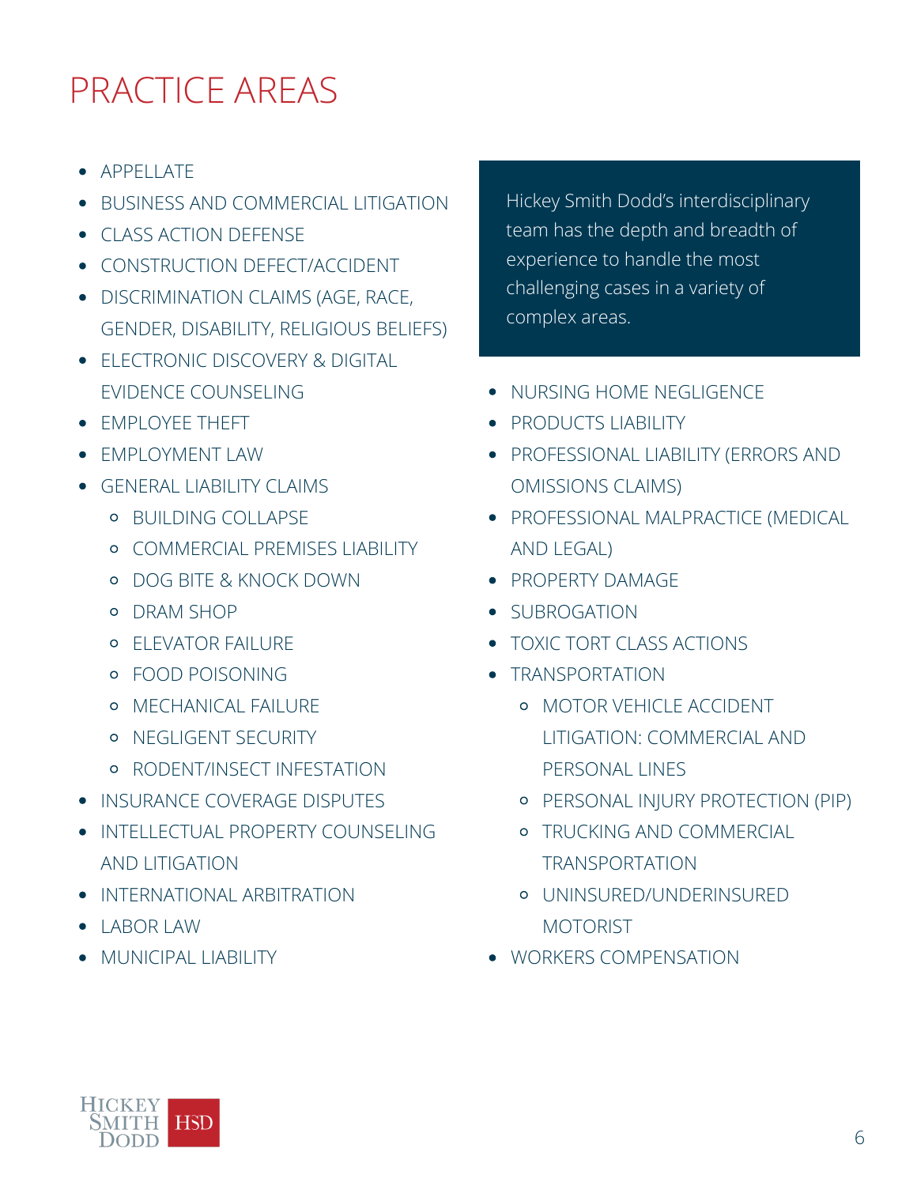# PRACTICE AREAS

- APPELLATE
- BUSINESS AND COMMERCIAL LITIGATION
- CLASS ACTION DEFENSE
- CONSTRUCTION DEFECT/ACCIDENT
- DISCRIMINATION CLAIMS (AGE, RACE, GENDER, DISABILITY, RELIGIOUS BELIEFS)
- ELECTRONIC DISCOVERY & DIGITAL EVIDENCE COUNSELING
- EMPLOYEE THEFT
- EMPLOYMENT LAW
- GENERAL LIABILITY CLAIMS
  - BUILDING COLLAPSE
  - COMMERCIAL PREMISES LIABILITY
  - DOG BITE & KNOCK DOWN
  - DRAM SHOP
  - ELEVATOR FAILURE
  - FOOD POISONING
  - MECHANICAL FAILURE
  - NEGLIGENT SECURITY
  - RODENT/INSECT INFESTATION
- INSURANCE COVERAGE DISPUTES
- INTELLECTUAL PROPERTY COUNSELING AND LITIGATION
- INTERNATIONAL ARBITRATION
- LABOR LAW
- MUNICIPAL LIABILITY

Hickey Smith Dodd's interdisciplinary team has the depth and breadth of experience to handle the most challenging cases in a variety of complex areas.

- NURSING HOME NEGLIGENCE
- PRODUCTS LIABILITY
- PROFESSIONAL LIABILITY (ERRORS AND OMISSIONS CLAIMS)
- PROFESSIONAL MALPRACTICE (MEDICAL AND LEGAL)
- PROPERTY DAMAGE
- SUBROGATION
- TOXIC TORT CLASS ACTIONS
- TRANSPORTATION
  - MOTOR VEHICLE ACCIDENT LITIGATION: COMMERCIAL AND PERSONAL LINES
  - PERSONAL INJURY PROTECTION (PIP)
  - TRUCKING AND COMMERCIAL TRANSPORTATION
  - UNINSURED/UNDERINSURED MOTORIST
- WORKERS COMPENSATION